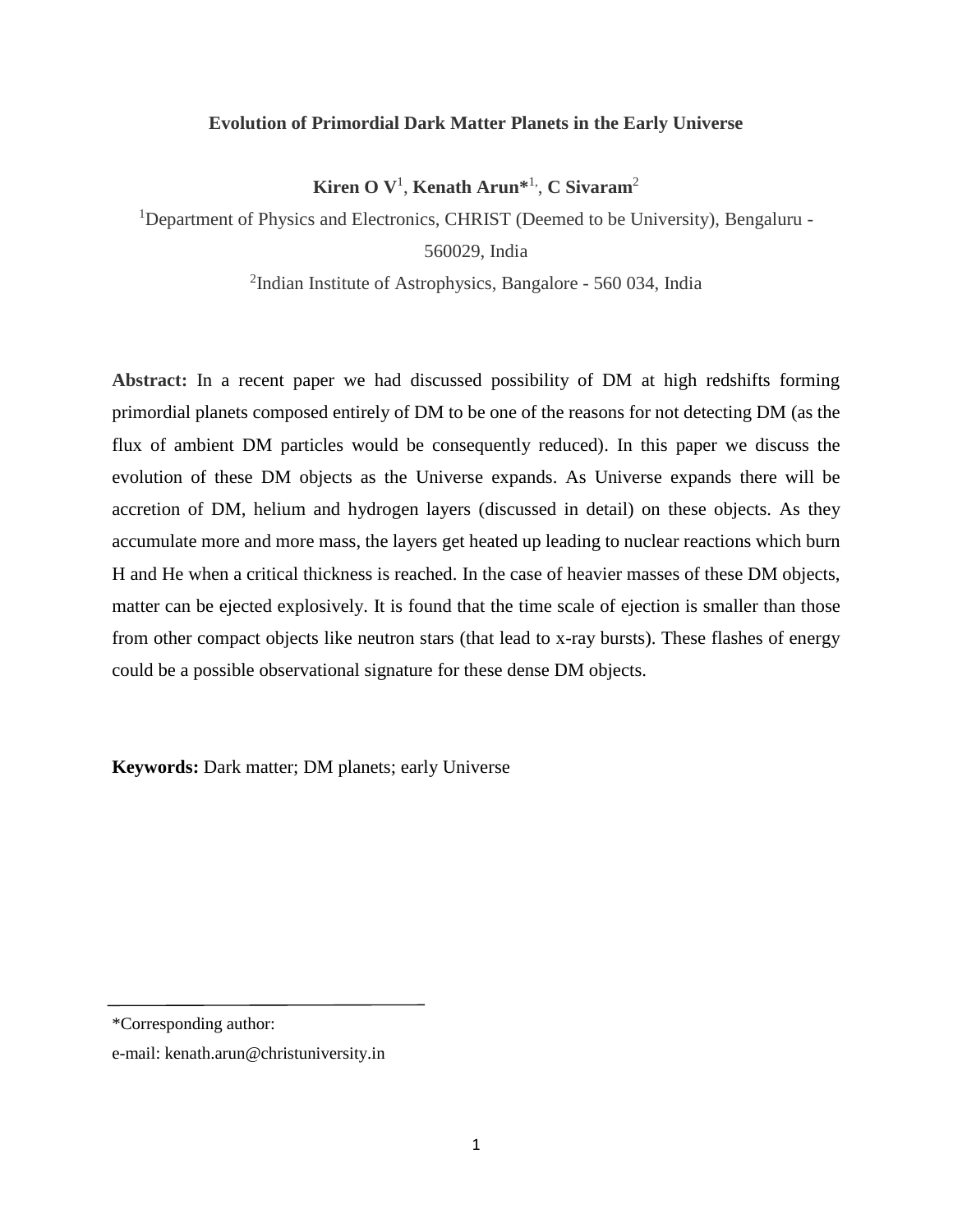# Evolution of Primordial Dark Matter Planets in the Early Universe

**Kiren O V**[1], **Kenath Arun***[1], **C Sivaram**[2]

[1]Department of Physics and Electronics, CHRIST (Deemed to be University), Bengaluru - 560029, India

[2]Indian Institute of Astrophysics, Bangalore - 560 034, India

**Abstract:** In a recent paper we had discussed possibility of DM at high redshifts forming primordial planets composed entirely of DM to be one of the reasons for not detecting DM (as the flux of ambient DM particles would be consequently reduced). In this paper we discuss the evolution of these DM objects as the Universe expands. As Universe expands there will be accretion of DM, helium and hydrogen layers (discussed in detail) on these objects. As they accumulate more and more mass, the layers get heated up leading to nuclear reactions which burn H and He when a critical thickness is reached. In the case of heavier masses of these DM objects, matter can be ejected explosively. It is found that the time scale of ejection is smaller than those from other compact objects like neutron stars (that lead to x-ray bursts). These flashes of energy could be a possible observational signature for these dense DM objects.

**Keywords:** Dark matter; DM planets; early Universe

---

*Corresponding author:

e-mail: kenath.arun@christuniversity.in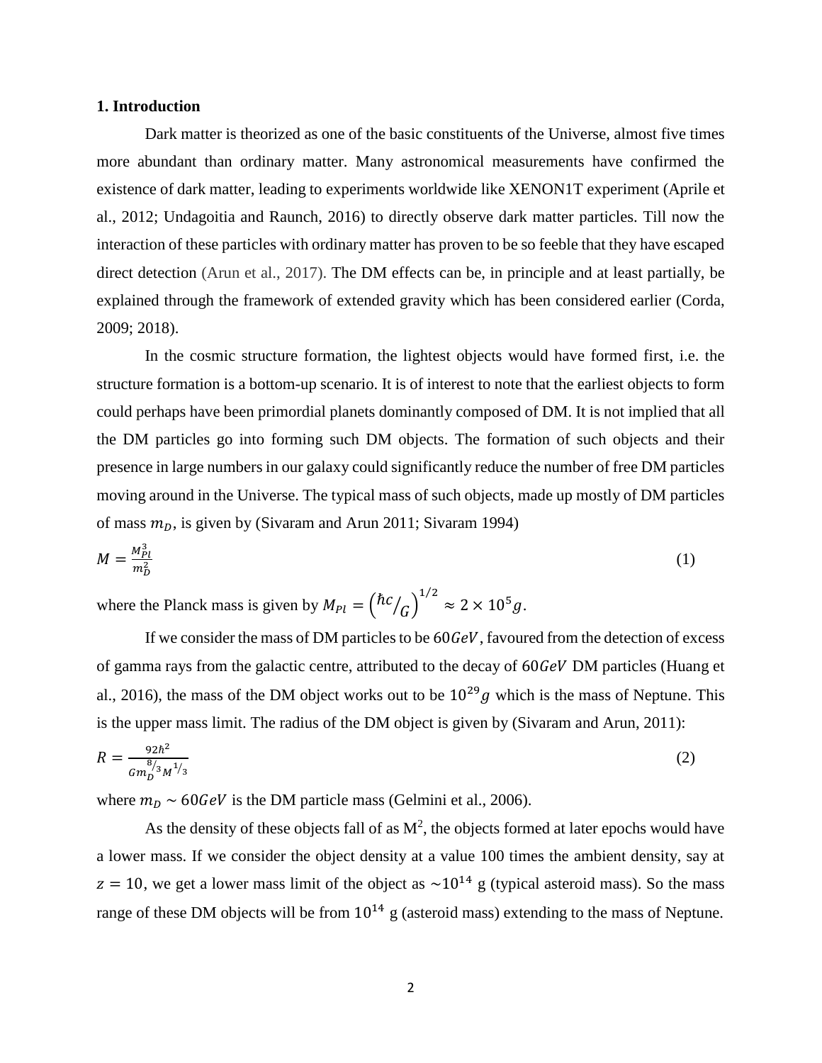## 1. Introduction

Dark matter is theorized as one of the basic constituents of the Universe, almost five times more abundant than ordinary matter. Many astronomical measurements have confirmed the existence of dark matter, leading to experiments worldwide like XENON1T experiment (Aprile et al., 2012; Undagoitia and Raunch, 2016) to directly observe dark matter particles. Till now the interaction of these particles with ordinary matter has proven to be so feeble that they have escaped direct detection (Arun et al., 2017). The DM effects can be, in principle and at least partially, be explained through the framework of extended gravity which has been considered earlier (Corda, 2009; 2018).

In the cosmic structure formation, the lightest objects would have formed first, i.e. the structure formation is a bottom-up scenario. It is of interest to note that the earliest objects to form could perhaps have been primordial planets dominantly composed of DM. It is not implied that all the DM particles go into forming such DM objects. The formation of such objects and their presence in large numbers in our galaxy could significantly reduce the number of free DM particles moving around in the Universe. The typical mass of such objects, made up mostly of DM particles of mass $m_D$, is given by (Sivaram and Arun 2011; Sivaram 1994)

$$M = \frac{M_{Pl}^3}{m_D^2} \tag{1}$$

where the Planck mass is given by $M_{Pl} = \left( \hbar c / G \right)^{1/2} \approx 2 \times 10^5 g$.

If we consider the mass of DM particles to be $60 GeV$, favoured from the detection of excess of gamma rays from the galactic centre, attributed to the decay of $60 GeV$ DM particles (Huang et al., 2016), the mass of the DM object works out to be $10^{29} g$ which is the mass of Neptune. This is the upper mass limit. The radius of the DM object is given by (Sivaram and Arun, 2011):

$$R = \frac{92\hbar^2}{G m_D^{8/3} M^{1/3}} \tag{2}$$

where $m_D \sim 60 GeV$ is the DM particle mass (Gelmini et al., 2006).

As the density of these objects fall of as $M^2$, the objects formed at later epochs would have a lower mass. If we consider the object density at a value 100 times the ambient density, say at $z = 10$, we get a lower mass limit of the object as $\sim 10^{14}$ g (typical asteroid mass). So the mass range of these DM objects will be from $10^{14}$ g (asteroid mass) extending to the mass of Neptune.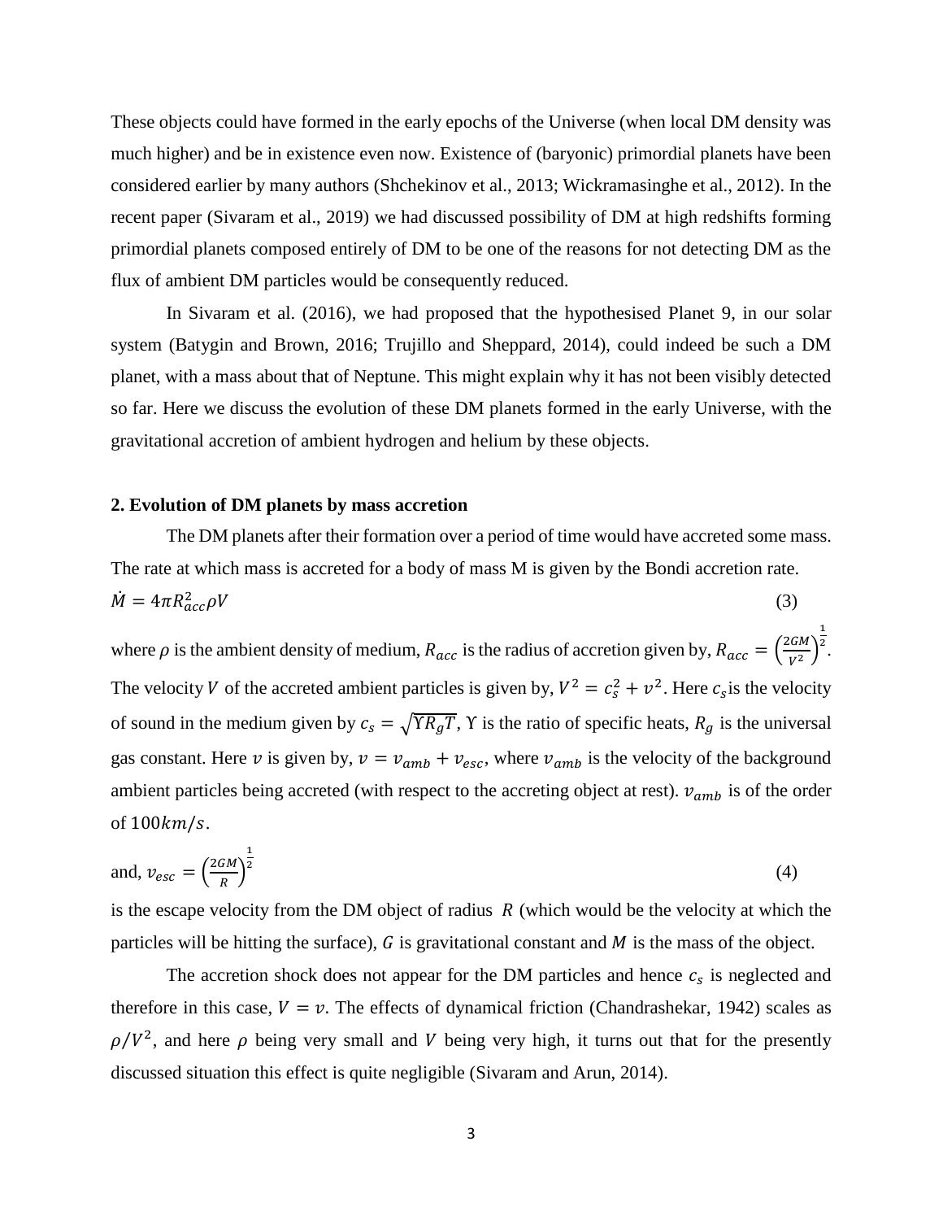These objects could have formed in the early epochs of the Universe (when local DM density was much higher) and be in existence even now. Existence of (baryonic) primordial planets have been considered earlier by many authors (Shchekinov et al., 2013; Wickramasinghe et al., 2012). In the recent paper (Sivaram et al., 2019) we had discussed possibility of DM at high redshifts forming primordial planets composed entirely of DM to be one of the reasons for not detecting DM as the flux of ambient DM particles would be consequently reduced.

In Sivaram et al. (2016), we had proposed that the hypothesised Planet 9, in our solar system (Batygin and Brown, 2016; Trujillo and Sheppard, 2014), could indeed be such a DM planet, with a mass about that of Neptune. This might explain why it has not been visibly detected so far. Here we discuss the evolution of these DM planets formed in the early Universe, with the gravitational accretion of ambient hydrogen and helium by these objects.

## 2. Evolution of DM planets by mass accretion

The DM planets after their formation over a period of time would have accreted some mass. The rate at which mass is accreted for a body of mass M is given by the Bondi accretion rate.

$$\dot{M} = 4\pi R_{acc}^2 \rho V \tag{3}$$

where $\rho$ is the ambient density of medium, $R_{acc}$ is the radius of accretion given by, $R_{acc} = \left(\frac{2GM}{V^2}\right)^{\frac{1}{2}}$. The velocity $V$ of the accreted ambient particles is given by, $V^2 = c_s^2 + v^2$. Here $c_s$ is the velocity of sound in the medium given by $c_s = \sqrt{\Upsilon R_g T}$, $\Upsilon$ is the ratio of specific heats, $R_g$ is the universal gas constant. Here $v$ is given by, $v = v_{amb} + v_{esc}$, where $v_{amb}$ is the velocity of the background ambient particles being accreted (with respect to the accreting object at rest). $v_{amb}$ is of the order of $100 km/s$.

and, $$v_{esc} = \left(\frac{2GM}{R}\right)^{\frac{1}{2}} \tag{4}$$

is the escape velocity from the DM object of radius $R$ (which would be the velocity at which the particles will be hitting the surface), $G$ is gravitational constant and $M$ is the mass of the object.

The accretion shock does not appear for the DM particles and hence $c_s$ is neglected and therefore in this case, $V = v$. The effects of dynamical friction (Chandrashekar, 1942) scales as $\rho/V^2$, and here $\rho$ being very small and $V$ being very high, it turns out that for the presently discussed situation this effect is quite negligible (Sivaram and Arun, 2014).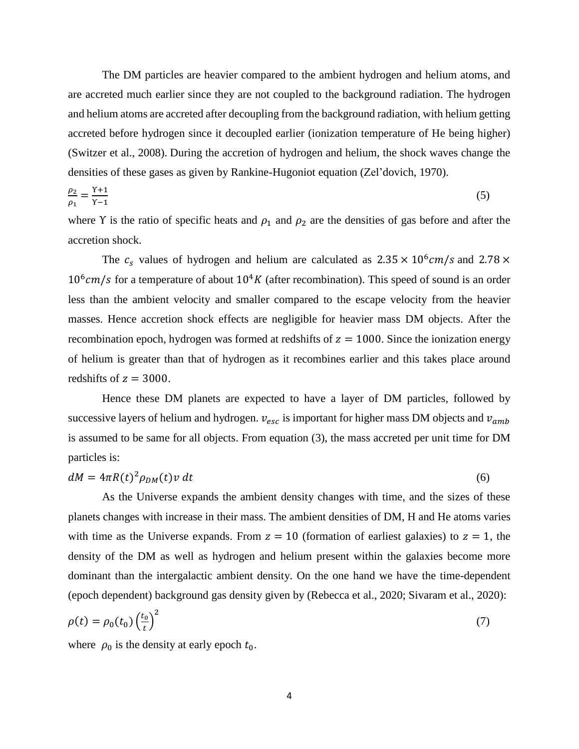The DM particles are heavier compared to the ambient hydrogen and helium atoms, and are accreted much earlier since they are not coupled to the background radiation. The hydrogen and helium atoms are accreted after decoupling from the background radiation, with helium getting accreted before hydrogen since it decoupled earlier (ionization temperature of He being higher) (Switzer et al., 2008). During the accretion of hydrogen and helium, the shock waves change the densities of these gases as given by Rankine-Hugoniot equation (Zel'dovich, 1970).

$$\frac{\rho_2}{\rho_1} = \frac{\Upsilon + 1}{\Upsilon - 1} \tag{5}$$

where $\Upsilon$ is the ratio of specific heats and $\rho_1$ and $\rho_2$ are the densities of gas before and after the accretion shock.

The $c_s$ values of hydrogen and helium are calculated as $2.35 \times 10^6 cm/s$ and $2.78 \times 10^6 cm/s$ for a temperature of about $10^4 K$ (after recombination). This speed of sound is an order less than the ambient velocity and smaller compared to the escape velocity from the heavier masses. Hence accretion shock effects are negligible for heavier mass DM objects. After the recombination epoch, hydrogen was formed at redshifts of $z = 1000$. Since the ionization energy of helium is greater than that of hydrogen as it recombines earlier and this takes place around redshifts of $z = 3000$.

Hence these DM planets are expected to have a layer of DM particles, followed by successive layers of helium and hydrogen. $v_{esc}$ is important for higher mass DM objects and $v_{amb}$ is assumed to be same for all objects. From equation (3), the mass accreted per unit time for DM particles is:

$$dM = 4\pi R(t)^2 \rho_{DM}(t) v \, dt \tag{6}$$

As the Universe expands the ambient density changes with time, and the sizes of these planets changes with increase in their mass. The ambient densities of DM, H and He atoms varies with time as the Universe expands. From $z = 10$ (formation of earliest galaxies) to $z = 1$, the density of the DM as well as hydrogen and helium present within the galaxies become more dominant than the intergalactic ambient density. On the one hand we have the time-dependent (epoch dependent) background gas density given by (Rebecca et al., 2020; Sivaram et al., 2020):

$$\rho(t) = \rho_0(t_0) \left(\frac{t_0}{t}\right)^2 \tag{7}$$

where $\rho_0$ is the density at early epoch $t_0$.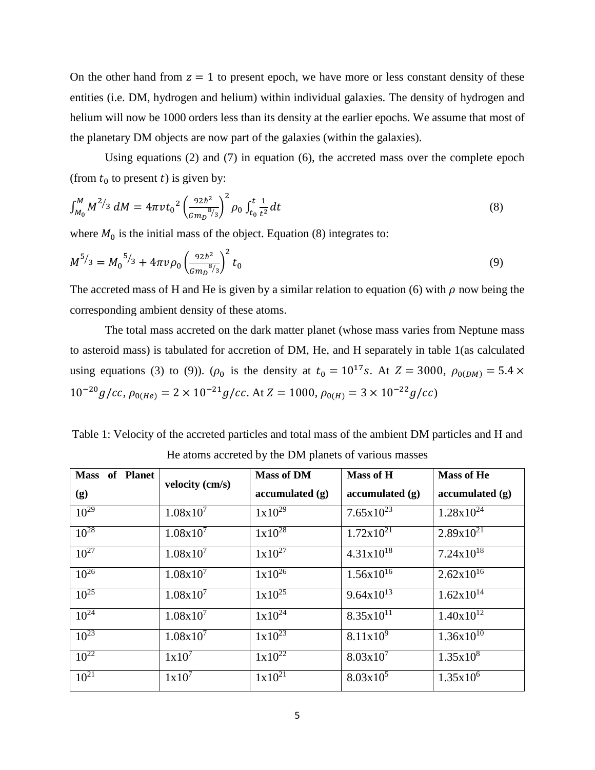On the other hand from $z = 1$ to present epoch, we have more or less constant density of these entities (i.e. DM, hydrogen and helium) within individual galaxies. The density of hydrogen and helium will now be 1000 orders less than its density at the earlier epochs. We assume that most of the planetary DM objects are now part of the galaxies (within the galaxies).

Using equations (2) and (7) in equation (6), the accreted mass over the complete epoch (from $t_0$ to present $t$) is given by:

$$\int_{M_0}^{M} M^{2/3}\, dM = 4\pi v t_0^{\,2} \left(\frac{92\hbar^2}{G m_D^{\,8/3}}\right)^2 \rho_0 \int_{t_0}^{t} \frac{1}{t^2} dt \tag{8}$$

where $M_0$ is the initial mass of the object. Equation (8) integrates to:

$$M^{5/3} = M_0^{\,5/3} + 4\pi v \rho_0 \left(\frac{92\hbar^2}{G m_D^{\,8/3}}\right)^2 t_0 \tag{9}$$

The accreted mass of H and He is given by a similar relation to equation (6) with $\rho$ now being the corresponding ambient density of these atoms.

The total mass accreted on the dark matter planet (whose mass varies from Neptune mass to asteroid mass) is tabulated for accretion of DM, He, and H separately in table 1(as calculated using equations (3) to (9)). ($\rho_0$ is the density at $t_0 = 10^{17} s$. At $Z = 3000$, $\rho_{0(DM)} = 5.4 \times 10^{-20} g/cc$, $\rho_{0(He)} = 2 \times 10^{-21} g/cc$. At $Z = 1000$, $\rho_{0(H)} = 3 \times 10^{-22} g/cc$)

Table 1: Velocity of the accreted particles and total mass of the ambient DM particles and H and He atoms accreted by the DM planets of various masses

| Mass of Planet (g) | velocity (cm/s) | Mass of DM accumulated (g) | Mass of H accumulated (g) | Mass of He accumulated (g) |
|---|---|---|---|---|
| $10^{29}$ | $1.08 \times 10^{7}$ | $1 \times 10^{29}$ | $7.65 \times 10^{23}$ | $1.28 \times 10^{24}$ |
| $10^{28}$ | $1.08 \times 10^{7}$ | $1 \times 10^{28}$ | $1.72 \times 10^{21}$ | $2.89 \times 10^{21}$ |
| $10^{27}$ | $1.08 \times 10^{7}$ | $1 \times 10^{27}$ | $4.31 \times 10^{18}$ | $7.24 \times 10^{18}$ |
| $10^{26}$ | $1.08 \times 10^{7}$ | $1 \times 10^{26}$ | $1.56 \times 10^{16}$ | $2.62 \times 10^{16}$ |
| $10^{25}$ | $1.08 \times 10^{7}$ | $1 \times 10^{25}$ | $9.64 \times 10^{13}$ | $1.62 \times 10^{14}$ |
| $10^{24}$ | $1.08 \times 10^{7}$ | $1 \times 10^{24}$ | $8.35 \times 10^{11}$ | $1.40 \times 10^{12}$ |
| $10^{23}$ | $1.08 \times 10^{7}$ | $1 \times 10^{23}$ | $8.11 \times 10^{9}$ | $1.36 \times 10^{10}$ |
| $10^{22}$ | $1 \times 10^{7}$ | $1 \times 10^{22}$ | $8.03 \times 10^{7}$ | $1.35 \times 10^{8}$ |
| $10^{21}$ | $1 \times 10^{7}$ | $1 \times 10^{21}$ | $8.03 \times 10^{5}$ | $1.35 \times 10^{6}$ |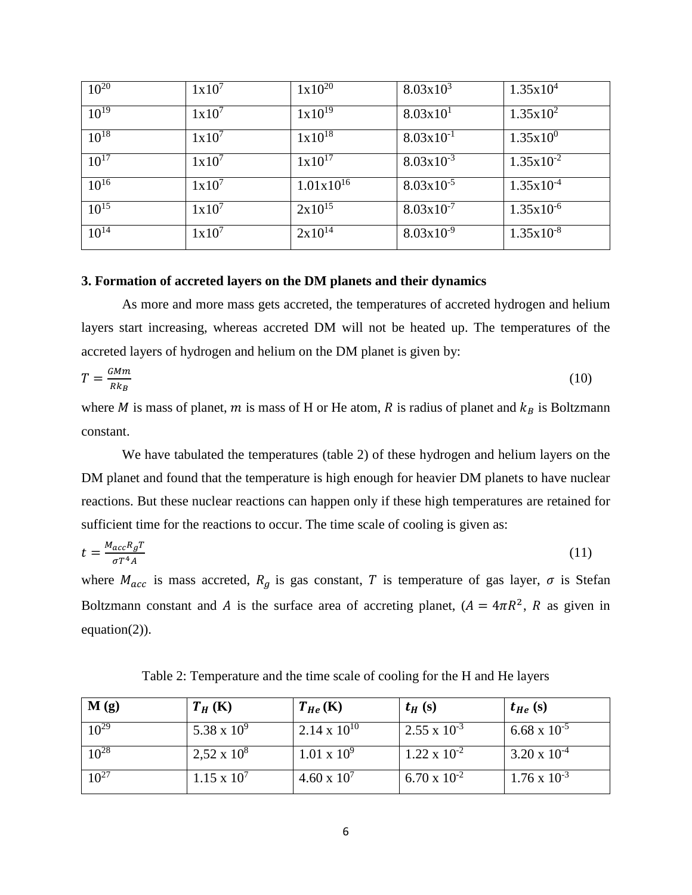| $10^{20}$ | $1x10^{7}$ | $1x10^{20}$ | $8.03x10^{3}$ | $1.35x10^{4}$ |
|---|---|---|---|---|
| $10^{19}$ | $1x10^{7}$ | $1x10^{19}$ | $8.03x10^{1}$ | $1.35x10^{2}$ |
| $10^{18}$ | $1x10^{7}$ | $1x10^{18}$ | $8.03x10^{-1}$ | $1.35x10^{0}$ |
| $10^{17}$ | $1x10^{7}$ | $1x10^{17}$ | $8.03x10^{-3}$ | $1.35x10^{-2}$ |
| $10^{16}$ | $1x10^{7}$ | $1.01x10^{16}$ | $8.03x10^{-5}$ | $1.35x10^{-4}$ |
| $10^{15}$ | $1x10^{7}$ | $2x10^{15}$ | $8.03x10^{-7}$ | $1.35x10^{-6}$ |
| $10^{14}$ | $1x10^{7}$ | $2x10^{14}$ | $8.03x10^{-9}$ | $1.35x10^{-8}$ |

### 3. Formation of accreted layers on the DM planets and their dynamics

As more and more mass gets accreted, the temperatures of accreted hydrogen and helium layers start increasing, whereas accreted DM will not be heated up. The temperatures of the accreted layers of hydrogen and helium on the DM planet is given by:

$$T = \frac{GMm}{Rk_B} \tag{10}$$

where $M$ is mass of planet, $m$ is mass of H or He atom, $R$ is radius of planet and $k_B$ is Boltzmann constant.

We have tabulated the temperatures (table 2) of these hydrogen and helium layers on the DM planet and found that the temperature is high enough for heavier DM planets to have nuclear reactions. But these nuclear reactions can happen only if these high temperatures are retained for sufficient time for the reactions to occur. The time scale of cooling is given as:

$$t = \frac{M_{acc}R_gT}{\sigma T^4 A} \tag{11}$$

where $M_{acc}$ is mass accreted, $R_g$ is gas constant, $T$ is temperature of gas layer, $\sigma$ is Stefan Boltzmann constant and $A$ is the surface area of accreting planet, ($A = 4\pi R^2$, $R$ as given in equation(2)).

Table 2: Temperature and the time scale of cooling for the H and He layers

| **M (g)** | $T_H$ **(K)** | $T_{He}$ **(K)** | $t_H$ **(s)** | $t_{He}$ **(s)** |
|---|---|---|---|---|
| $10^{29}$ | $5.38 \times 10^{9}$ | $2.14 \times 10^{10}$ | $2.55 \times 10^{-3}$ | $6.68 \times 10^{-5}$ |
| $10^{28}$ | $2{,}52 \times 10^{8}$ | $1.01 \times 10^{9}$ | $1.22 \times 10^{-2}$ | $3.20 \times 10^{-4}$ |
| $10^{27}$ | $1.15 \times 10^{7}$ | $4.60 \times 10^{7}$ | $6.70 \times 10^{-2}$ | $1.76 \times 10^{-3}$ |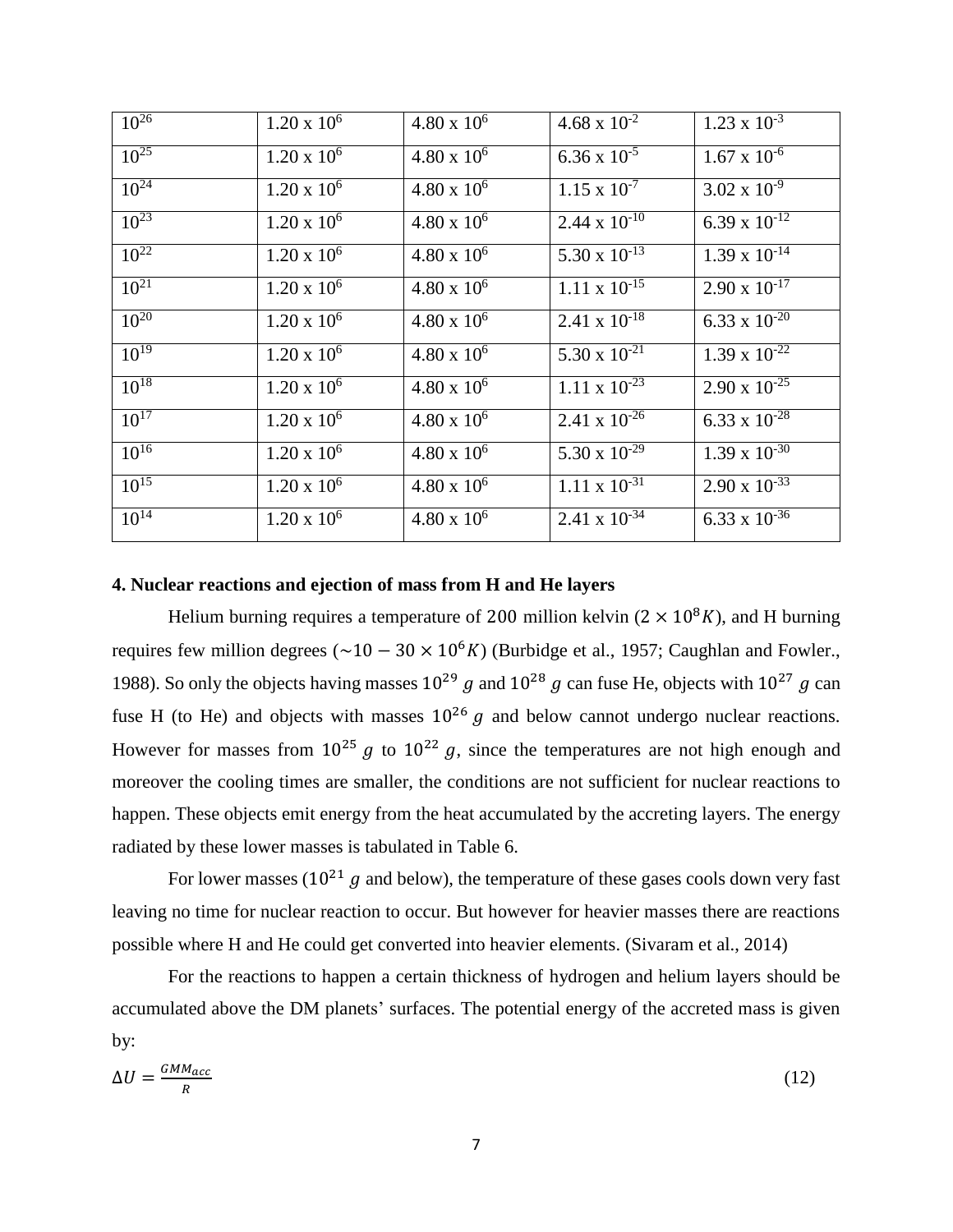| $10^{26}$ | $1.20 \times 10^{6}$ | $4.80 \times 10^{6}$ | $4.68 \times 10^{-2}$ | $1.23 \times 10^{-3}$ |
|---|---|---|---|---|
| $10^{25}$ | $1.20 \times 10^{6}$ | $4.80 \times 10^{6}$ | $6.36 \times 10^{-5}$ | $1.67 \times 10^{-6}$ |
| $10^{24}$ | $1.20 \times 10^{6}$ | $4.80 \times 10^{6}$ | $1.15 \times 10^{-7}$ | $3.02 \times 10^{-9}$ |
| $10^{23}$ | $1.20 \times 10^{6}$ | $4.80 \times 10^{6}$ | $2.44 \times 10^{-10}$ | $6.39 \times 10^{-12}$ |
| $10^{22}$ | $1.20 \times 10^{6}$ | $4.80 \times 10^{6}$ | $5.30 \times 10^{-13}$ | $1.39 \times 10^{-14}$ |
| $10^{21}$ | $1.20 \times 10^{6}$ | $4.80 \times 10^{6}$ | $1.11 \times 10^{-15}$ | $2.90 \times 10^{-17}$ |
| $10^{20}$ | $1.20 \times 10^{6}$ | $4.80 \times 10^{6}$ | $2.41 \times 10^{-18}$ | $6.33 \times 10^{-20}$ |
| $10^{19}$ | $1.20 \times 10^{6}$ | $4.80 \times 10^{6}$ | $5.30 \times 10^{-21}$ | $1.39 \times 10^{-22}$ |
| $10^{18}$ | $1.20 \times 10^{6}$ | $4.80 \times 10^{6}$ | $1.11 \times 10^{-23}$ | $2.90 \times 10^{-25}$ |
| $10^{17}$ | $1.20 \times 10^{6}$ | $4.80 \times 10^{6}$ | $2.41 \times 10^{-26}$ | $6.33 \times 10^{-28}$ |
| $10^{16}$ | $1.20 \times 10^{6}$ | $4.80 \times 10^{6}$ | $5.30 \times 10^{-29}$ | $1.39 \times 10^{-30}$ |
| $10^{15}$ | $1.20 \times 10^{6}$ | $4.80 \times 10^{6}$ | $1.11 \times 10^{-31}$ | $2.90 \times 10^{-33}$ |
| $10^{14}$ | $1.20 \times 10^{6}$ | $4.80 \times 10^{6}$ | $2.41 \times 10^{-34}$ | $6.33 \times 10^{-36}$ |

## 4. Nuclear reactions and ejection of mass from H and He layers

Helium burning requires a temperature of 200 million kelvin ($2 \times 10^{8} K$), and H burning requires few million degrees ($\sim 10 - 30 \times 10^{6} K$) (Burbidge et al., 1957; Caughlan and Fowler., 1988). So only the objects having masses $10^{29}\ g$ and $10^{28}\ g$ can fuse He, objects with $10^{27}\ g$ can fuse H (to He) and objects with masses $10^{26}\ g$ and below cannot undergo nuclear reactions. However for masses from $10^{25}\ g$ to $10^{22}\ g$, since the temperatures are not high enough and moreover the cooling times are smaller, the conditions are not sufficient for nuclear reactions to happen. These objects emit energy from the heat accumulated by the accreting layers. The energy radiated by these lower masses is tabulated in Table 6.

For lower masses ($10^{21}\ g$ and below), the temperature of these gases cools down very fast leaving no time for nuclear reaction to occur. But however for heavier masses there are reactions possible where H and He could get converted into heavier elements. (Sivaram et al., 2014)

For the reactions to happen a certain thickness of hydrogen and helium layers should be accumulated above the DM planets' surfaces. The potential energy of the accreted mass is given by:

$$\Delta U = \frac{GMM_{acc}}{R} \tag{12}$$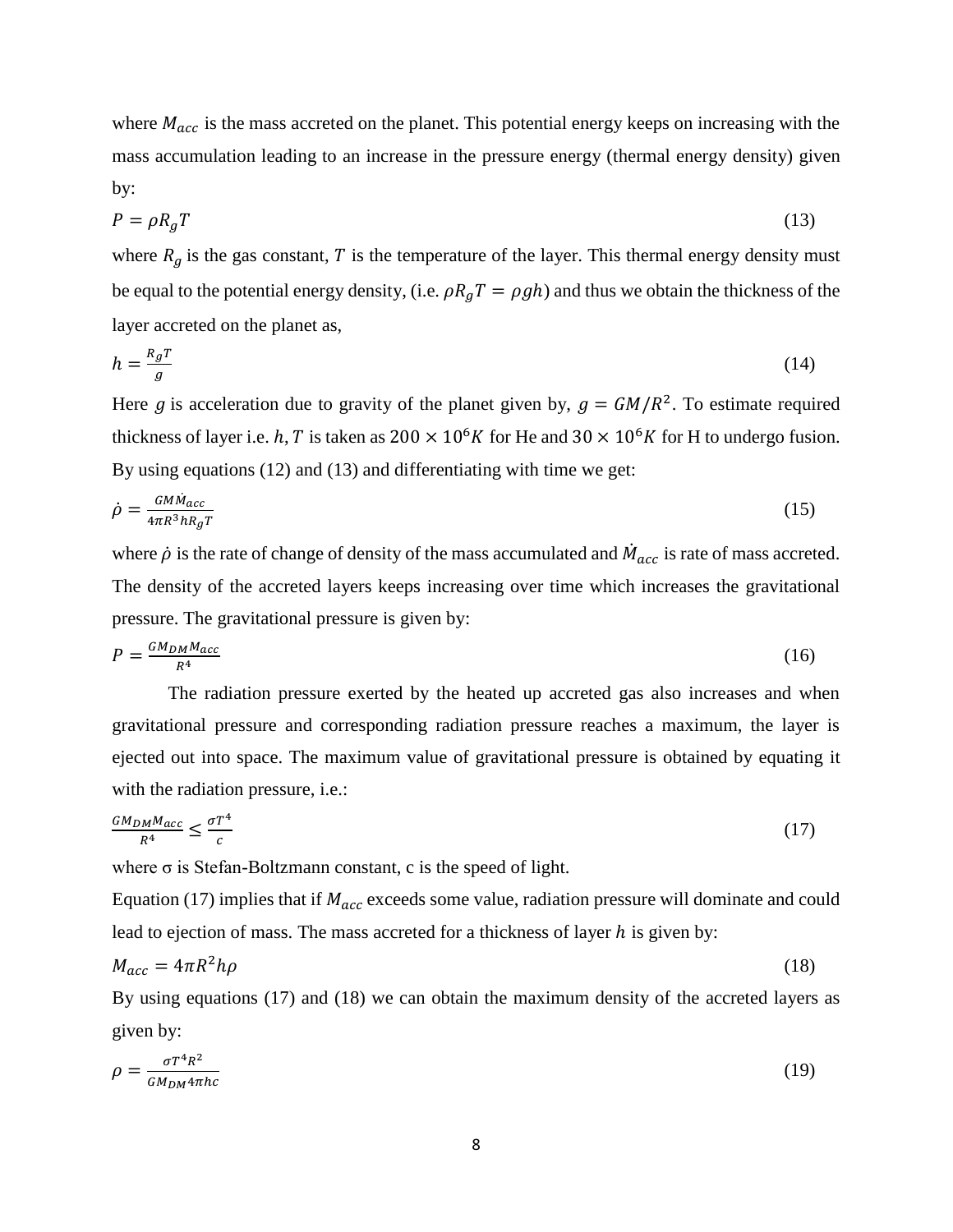where $M_{acc}$ is the mass accreted on the planet. This potential energy keeps on increasing with the mass accumulation leading to an increase in the pressure energy (thermal energy density) given by:

$$P = \rho R_g T \tag{13}$$

where $R_g$ is the gas constant, $T$ is the temperature of the layer. This thermal energy density must be equal to the potential energy density, (i.e. $\rho R_g T = \rho g h$) and thus we obtain the thickness of the layer accreted on the planet as,

$$h = \frac{R_g T}{g} \tag{14}$$

Here $g$ is acceleration due to gravity of the planet given by, $g = GM/R^2$. To estimate required thickness of layer i.e. $h$, $T$ is taken as $200 \times 10^6 K$ for He and $30 \times 10^6 K$ for H to undergo fusion. By using equations (12) and (13) and differentiating with time we get:

$$\dot{\rho} = \frac{GM\dot{M}_{acc}}{4\pi R^3 h R_g T} \tag{15}$$

where $\dot{\rho}$ is the rate of change of density of the mass accumulated and $\dot{M}_{acc}$ is rate of mass accreted. The density of the accreted layers keeps increasing over time which increases the gravitational pressure. The gravitational pressure is given by:

$$P = \frac{GM_{DM}M_{acc}}{R^4} \tag{16}$$

The radiation pressure exerted by the heated up accreted gas also increases and when gravitational pressure and corresponding radiation pressure reaches a maximum, the layer is ejected out into space. The maximum value of gravitational pressure is obtained by equating it with the radiation pressure, i.e.:

$$\frac{GM_{DM}M_{acc}}{R^4} \leq \frac{\sigma T^4}{c} \tag{17}$$

where σ is Stefan-Boltzmann constant, c is the speed of light.

Equation (17) implies that if $M_{acc}$ exceeds some value, radiation pressure will dominate and could lead to ejection of mass. The mass accreted for a thickness of layer $h$ is given by:

$$M_{acc} = 4\pi R^2 h \rho \tag{18}$$

By using equations (17) and (18) we can obtain the maximum density of the accreted layers as given by:

$$\rho = \frac{\sigma T^4 R^2}{GM_{DM} 4\pi h c} \tag{19}$$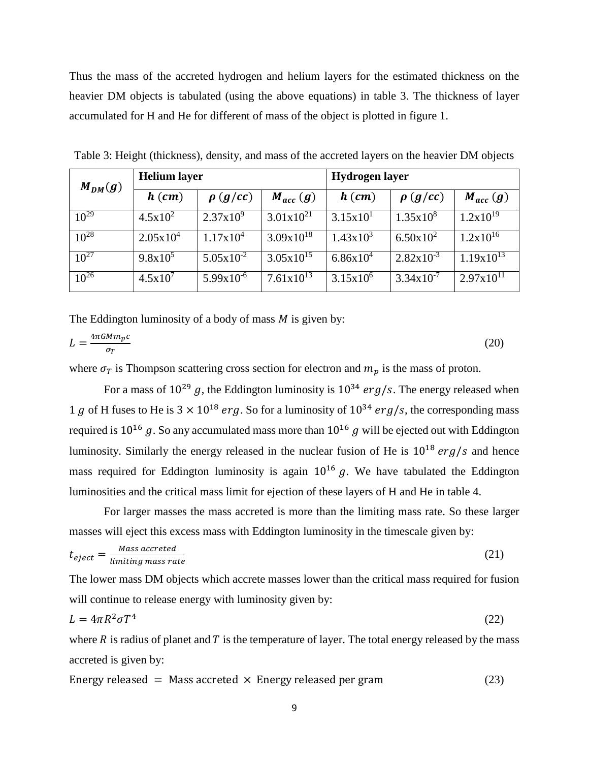Thus the mass of the accreted hydrogen and helium layers for the estimated thickness on the heavier DM objects is tabulated (using the above equations) in table 3. The thickness of layer accumulated for H and He for different of mass of the object is plotted in figure 1.

Table 3: Height (thickness), density, and mass of the accreted layers on the heavier DM objects

| $M_{DM}(g)$ | **Helium layer** | | | **Hydrogen layer** | | |
|---|---|---|---|---|---|---|
| | $h\ (cm)$ | $\rho\ (g/cc)$ | $M_{acc}\ (g)$ | $h\ (cm)$ | $\rho\ (g/cc)$ | $M_{acc}\ (g)$ |
| $10^{29}$ | $4.5\text{x}10^{2}$ | $2.37\text{x}10^{9}$ | $3.01\text{x}10^{21}$ | $3.15\text{x}10^{1}$ | $1.35\text{x}10^{8}$ | $1.2\text{x}10^{19}$ |
| $10^{28}$ | $2.05\text{x}10^{4}$ | $1.17\text{x}10^{4}$ | $3.09\text{x}10^{18}$ | $1.43\text{x}10^{3}$ | $6.50\text{x}10^{2}$ | $1.2\text{x}10^{16}$ |
| $10^{27}$ | $9.8\text{x}10^{5}$ | $5.05\text{x}10^{-2}$ | $3.05\text{x}10^{15}$ | $6.86\text{x}10^{4}$ | $2.82\text{x}10^{-3}$ | $1.19\text{x}10^{13}$ |
| $10^{26}$ | $4.5\text{x}10^{7}$ | $5.99\text{x}10^{-6}$ | $7.61\text{x}10^{13}$ | $3.15\text{x}10^{6}$ | $3.34\text{x}10^{-7}$ | $2.97\text{x}10^{11}$ |

The Eddington luminosity of a body of mass $M$ is given by:

$$L = \frac{4\pi G M m_p c}{\sigma_T} \tag{20}$$

where $\sigma_T$ is Thompson scattering cross section for electron and $m_p$ is the mass of proton.

For a mass of $10^{29}\ g$, the Eddington luminosity is $10^{34}\ erg/s$. The energy released when $1\ g$ of H fuses to He is $3 \times 10^{18}\ erg$. So for a luminosity of $10^{34}\ erg/s$, the corresponding mass required is $10^{16}\ g$. So any accumulated mass more than $10^{16}\ g$ will be ejected out with Eddington luminosity. Similarly the energy released in the nuclear fusion of He is $10^{18}\ erg/s$ and hence mass required for Eddington luminosity is again $10^{16}\ g$. We have tabulated the Eddington luminosities and the critical mass limit for ejection of these layers of H and He in table 4.

For larger masses the mass accreted is more than the limiting mass rate. So these larger masses will eject this excess mass with Eddington luminosity in the timescale given by:

$$t_{eject} = \frac{Mass\ accreted}{limiting\ mass\ rate} \tag{21}$$

The lower mass DM objects which accrete masses lower than the critical mass required for fusion will continue to release energy with luminosity given by:

$$L = 4\pi R^2 \sigma T^4 \tag{22}$$

where $R$ is radius of planet and $T$ is the temperature of layer. The total energy released by the mass accreted is given by:

$$\text{Energy released} = \text{Mass accreted} \times \text{Energy released per gram} \tag{23}$$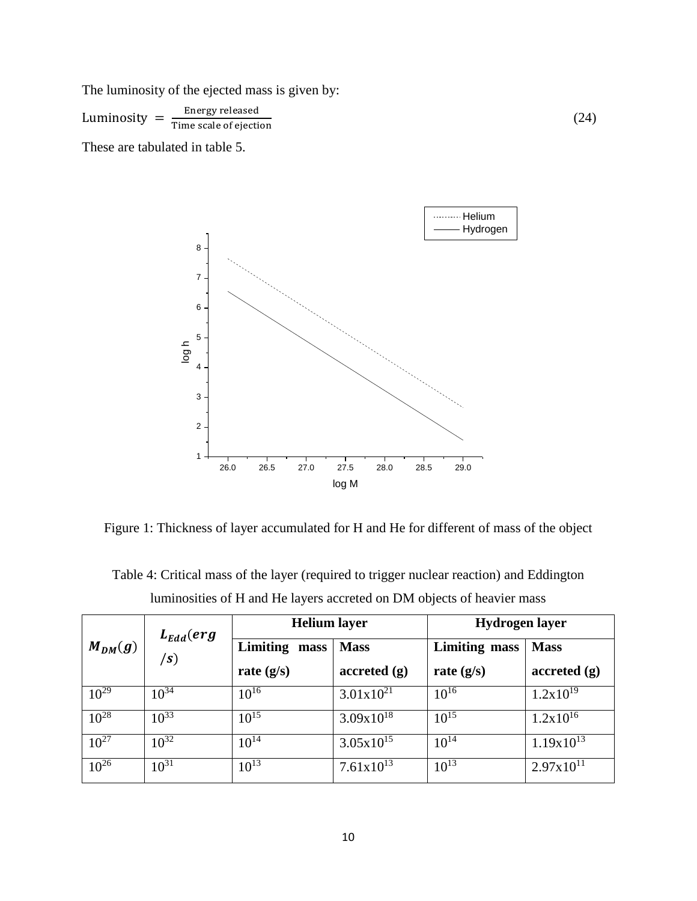The luminosity of the ejected mass is given by:

$$\text{Luminosity} = \frac{\text{Energy released}}{\text{Time scale of ejection}} \tag{24}$$

These are tabulated in table 5.

Figure 1: Thickness of layer accumulated for H and He for different of mass of the object

Table 4: Critical mass of the layer (required to trigger nuclear reaction) and Eddington luminosities of H and He layers accreted on DM objects of heavier mass

| $M_{DM}(g)$ | $L_{Edd}(erg/s)$ | **Helium layer** | | **Hydrogen layer** | |
|---|---|---|---|---|---|
| | | **Limiting mass rate (g/s)** | **Mass accreted (g)** | **Limiting mass rate (g/s)** | **Mass accreted (g)** |
| $10^{29}$ | $10^{34}$ | $10^{16}$ | $3.01\text{x}10^{21}$ | $10^{16}$ | $1.2\text{x}10^{19}$ |
| $10^{28}$ | $10^{33}$ | $10^{15}$ | $3.09\text{x}10^{18}$ | $10^{15}$ | $1.2\text{x}10^{16}$ |
| $10^{27}$ | $10^{32}$ | $10^{14}$ | $3.05\text{x}10^{15}$ | $10^{14}$ | $1.19\text{x}10^{13}$ |
| $10^{26}$ | $10^{31}$ | $10^{13}$ | $7.61\text{x}10^{13}$ | $10^{13}$ | $2.97\text{x}10^{11}$ |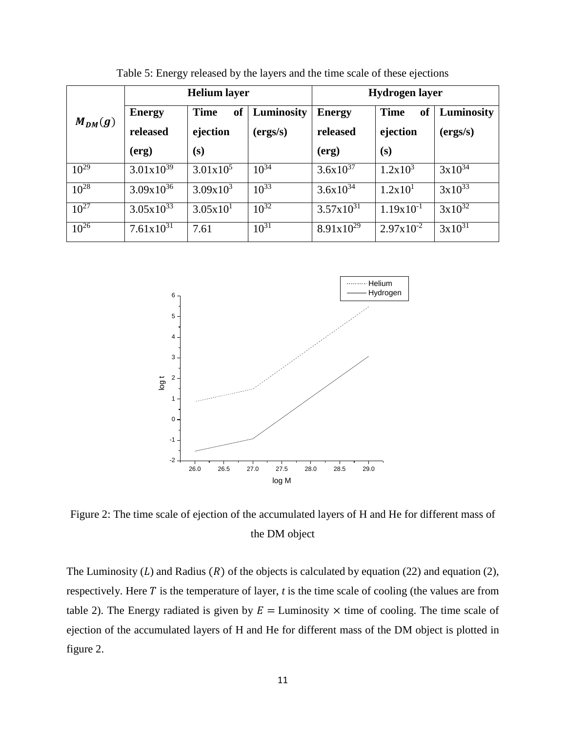Table 5: Energy released by the layers and the time scale of these ejections

| $M_{DM}(g)$ | Helium layer | | | Hydrogen layer | | |
|---|---|---|---|---|---|---|
| | **Energy released (erg)** | **Time of ejection (s)** | **Luminosity (ergs/s)** | **Energy released (erg)** | **Time of ejection (s)** | **Luminosity (ergs/s)** |
| $10^{29}$ | $3.01x10^{39}$ | $3.01x10^{5}$ | $10^{34}$ | $3.6x10^{37}$ | $1.2x10^{3}$ | $3x10^{34}$ |
| $10^{28}$ | $3.09x10^{36}$ | $3.09x10^{3}$ | $10^{33}$ | $3.6x10^{34}$ | $1.2x10^{1}$ | $3x10^{33}$ |
| $10^{27}$ | $3.05x10^{33}$ | $3.05x10^{1}$ | $10^{32}$ | $3.57x10^{31}$ | $1.19x10^{-1}$ | $3x10^{32}$ |
| $10^{26}$ | $7.61x10^{31}$ | 7.61 | $10^{31}$ | $8.91x10^{29}$ | $2.97x10^{-2}$ | $3x10^{31}$ |

Figure 2: The time scale of ejection of the accumulated layers of H and He for different mass of the DM object

The Luminosity ($L$) and Radius ($R$) of the objects is calculated by equation (22) and equation (2), respectively. Here $T$ is the temperature of layer, *t* is the time scale of cooling (the values are from table 2). The Energy radiated is given by $E =$ Luminosity $\times$ time of cooling. The time scale of ejection of the accumulated layers of H and He for different mass of the DM object is plotted in figure 2.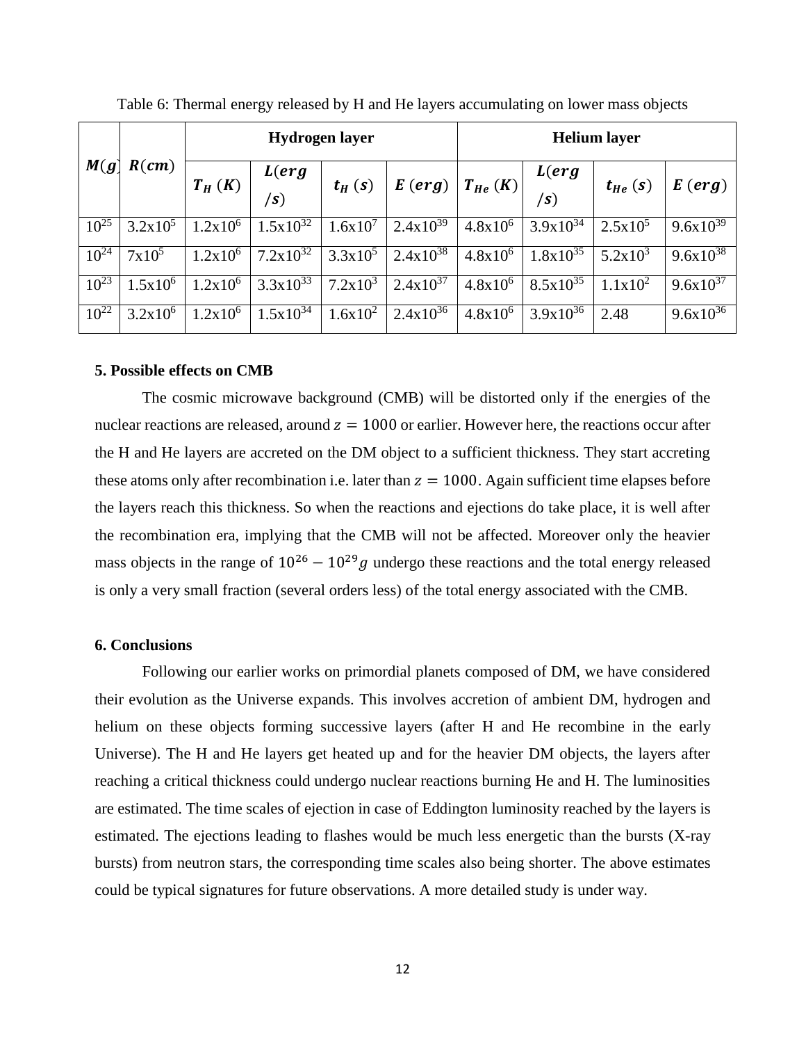Table 6: Thermal energy released by H and He layers accumulating on lower mass objects

| $M(g)$ | $R(cm)$ | Hydrogen layer | | | | Helium layer | | | |
|---|---|---|---|---|---|---|---|---|---|
| | | $T_H$ $(K)$ | $L(erg/s)$ | $t_H$ $(s)$ | $E$ $(erg)$ | $T_{He}$ $(K)$ | $L(erg/s)$ | $t_{He}$ $(s)$ | $E$ $(erg)$ |
| $10^{25}$ | $3.2 \times 10^5$ | $1.2 \times 10^6$ | $1.5 \times 10^{32}$ | $1.6 \times 10^7$ | $2.4 \times 10^{39}$ | $4.8 \times 10^6$ | $3.9 \times 10^{34}$ | $2.5 \times 10^5$ | $9.6 \times 10^{39}$ |
| $10^{24}$ | $7 \times 10^5$ | $1.2 \times 10^6$ | $7.2 \times 10^{32}$ | $3.3 \times 10^5$ | $2.4 \times 10^{38}$ | $4.8 \times 10^6$ | $1.8 \times 10^{35}$ | $5.2 \times 10^3$ | $9.6 \times 10^{38}$ |
| $10^{23}$ | $1.5 \times 10^6$ | $1.2 \times 10^6$ | $3.3 \times 10^{33}$ | $7.2 \times 10^3$ | $2.4 \times 10^{37}$ | $4.8 \times 10^6$ | $8.5 \times 10^{35}$ | $1.1 \times 10^2$ | $9.6 \times 10^{37}$ |
| $10^{22}$ | $3.2 \times 10^6$ | $1.2 \times 10^6$ | $1.5 \times 10^{34}$ | $1.6 \times 10^2$ | $2.4 \times 10^{36}$ | $4.8 \times 10^6$ | $3.9 \times 10^{36}$ | 2.48 | $9.6 \times 10^{36}$ |

## 5. Possible effects on CMB

The cosmic microwave background (CMB) will be distorted only if the energies of the nuclear reactions are released, around $z = 1000$ or earlier. However here, the reactions occur after the H and He layers are accreted on the DM object to a sufficient thickness. They start accreting these atoms only after recombination i.e. later than $z = 1000$. Again sufficient time elapses before the layers reach this thickness. So when the reactions and ejections do take place, it is well after the recombination era, implying that the CMB will not be affected. Moreover only the heavier mass objects in the range of $10^{26} - 10^{29} g$ undergo these reactions and the total energy released is only a very small fraction (several orders less) of the total energy associated with the CMB.

## 6. Conclusions

Following our earlier works on primordial planets composed of DM, we have considered their evolution as the Universe expands. This involves accretion of ambient DM, hydrogen and helium on these objects forming successive layers (after H and He recombine in the early Universe). The H and He layers get heated up and for the heavier DM objects, the layers after reaching a critical thickness could undergo nuclear reactions burning He and H. The luminosities are estimated. The time scales of ejection in case of Eddington luminosity reached by the layers is estimated. The ejections leading to flashes would be much less energetic than the bursts (X-ray bursts) from neutron stars, the corresponding time scales also being shorter. The above estimates could be typical signatures for future observations. A more detailed study is under way.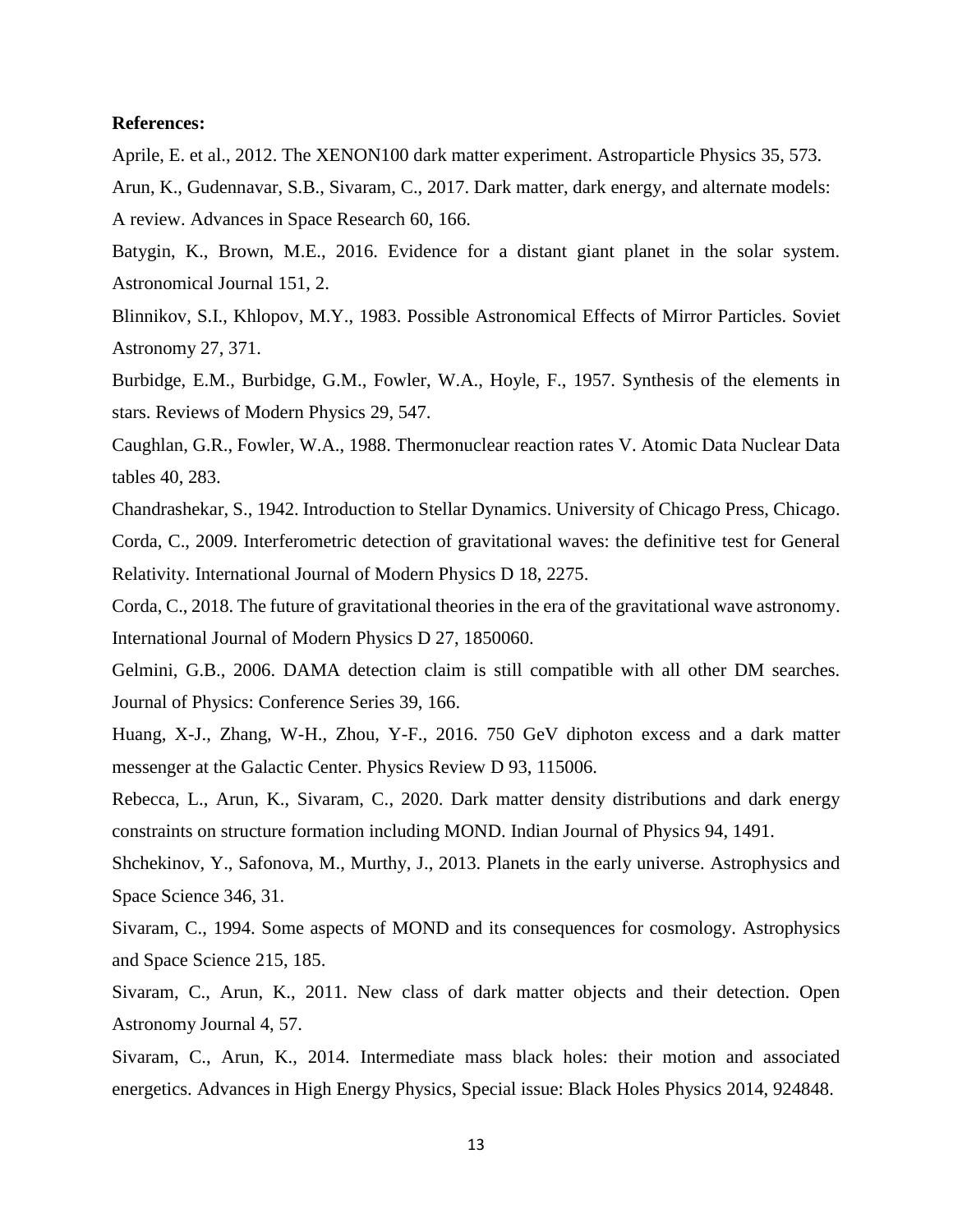**References:**

Aprile, E. et al., 2012. The XENON100 dark matter experiment. Astroparticle Physics 35, 573.

Arun, K., Gudennavar, S.B., Sivaram, C., 2017. Dark matter, dark energy, and alternate models: A review. Advances in Space Research 60, 166.

Batygin, K., Brown, M.E., 2016. Evidence for a distant giant planet in the solar system. Astronomical Journal 151, 2.

Blinnikov, S.I., Khlopov, M.Y., 1983. Possible Astronomical Effects of Mirror Particles. Soviet Astronomy 27, 371.

Burbidge, E.M., Burbidge, G.M., Fowler, W.A., Hoyle, F., 1957. Synthesis of the elements in stars. Reviews of Modern Physics 29, 547.

Caughlan, G.R., Fowler, W.A., 1988. Thermonuclear reaction rates V. Atomic Data Nuclear Data tables 40, 283.

Chandrashekar, S., 1942. Introduction to Stellar Dynamics. University of Chicago Press, Chicago.

Corda, C., 2009. Interferometric detection of gravitational waves: the definitive test for General Relativity. International Journal of Modern Physics D 18, 2275.

Corda, C., 2018. The future of gravitational theories in the era of the gravitational wave astronomy. International Journal of Modern Physics D 27, 1850060.

Gelmini, G.B., 2006. DAMA detection claim is still compatible with all other DM searches. Journal of Physics: Conference Series 39, 166.

Huang, X-J., Zhang, W-H., Zhou, Y-F., 2016. 750 GeV diphoton excess and a dark matter messenger at the Galactic Center. Physics Review D 93, 115006.

Rebecca, L., Arun, K., Sivaram, C., 2020. Dark matter density distributions and dark energy constraints on structure formation including MOND. Indian Journal of Physics 94, 1491.

Shchekinov, Y., Safonova, M., Murthy, J., 2013. Planets in the early universe. Astrophysics and Space Science 346, 31.

Sivaram, C., 1994. Some aspects of MOND and its consequences for cosmology. Astrophysics and Space Science 215, 185.

Sivaram, C., Arun, K., 2011. New class of dark matter objects and their detection. Open Astronomy Journal 4, 57.

Sivaram, C., Arun, K., 2014. Intermediate mass black holes: their motion and associated energetics. Advances in High Energy Physics, Special issue: Black Holes Physics 2014, 924848.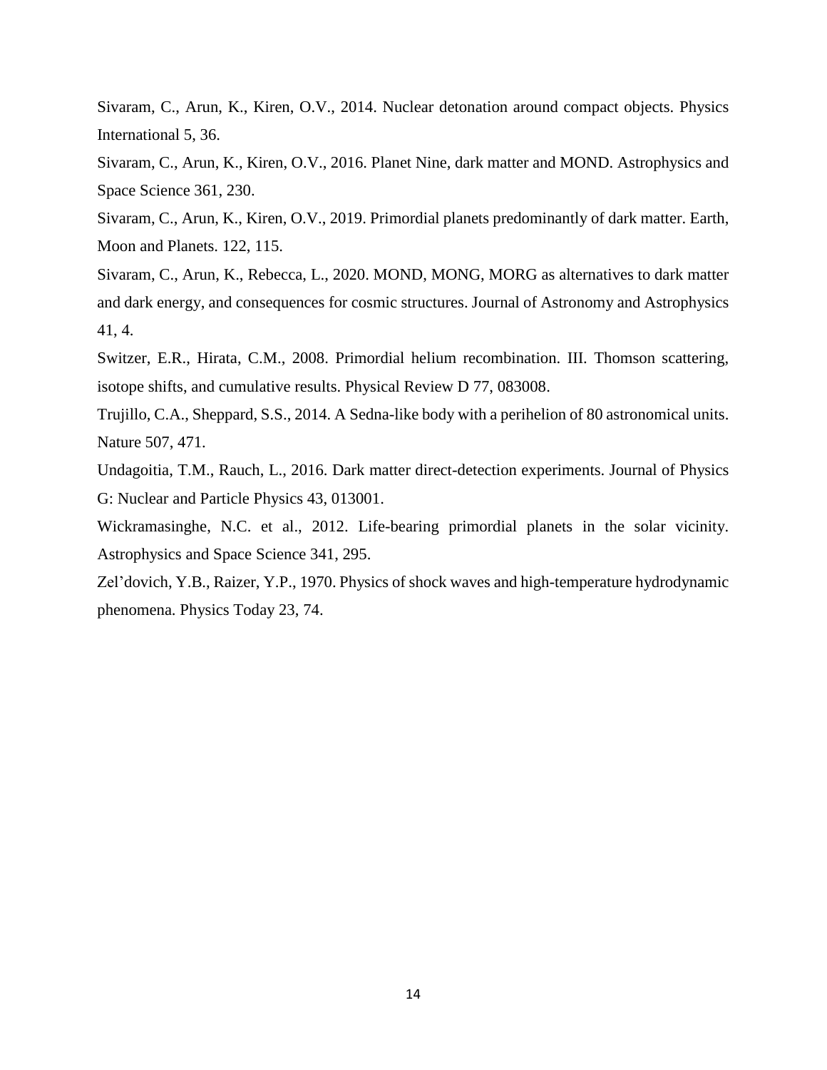Sivaram, C., Arun, K., Kiren, O.V., 2014. Nuclear detonation around compact objects. Physics International 5, 36.

Sivaram, C., Arun, K., Kiren, O.V., 2016. Planet Nine, dark matter and MOND. Astrophysics and Space Science 361, 230.

Sivaram, C., Arun, K., Kiren, O.V., 2019. Primordial planets predominantly of dark matter. Earth, Moon and Planets. 122, 115.

Sivaram, C., Arun, K., Rebecca, L., 2020. MOND, MONG, MORG as alternatives to dark matter and dark energy, and consequences for cosmic structures. Journal of Astronomy and Astrophysics 41, 4.

Switzer, E.R., Hirata, C.M., 2008. Primordial helium recombination. III. Thomson scattering, isotope shifts, and cumulative results. Physical Review D 77, 083008.

Trujillo, C.A., Sheppard, S.S., 2014. A Sedna-like body with a perihelion of 80 astronomical units. Nature 507, 471.

Undagoitia, T.M., Rauch, L., 2016. Dark matter direct-detection experiments. Journal of Physics G: Nuclear and Particle Physics 43, 013001.

Wickramasinghe, N.C. et al., 2012. Life-bearing primordial planets in the solar vicinity. Astrophysics and Space Science 341, 295.

Zel'dovich, Y.B., Raizer, Y.P., 1970. Physics of shock waves and high-temperature hydrodynamic phenomena. Physics Today 23, 74.